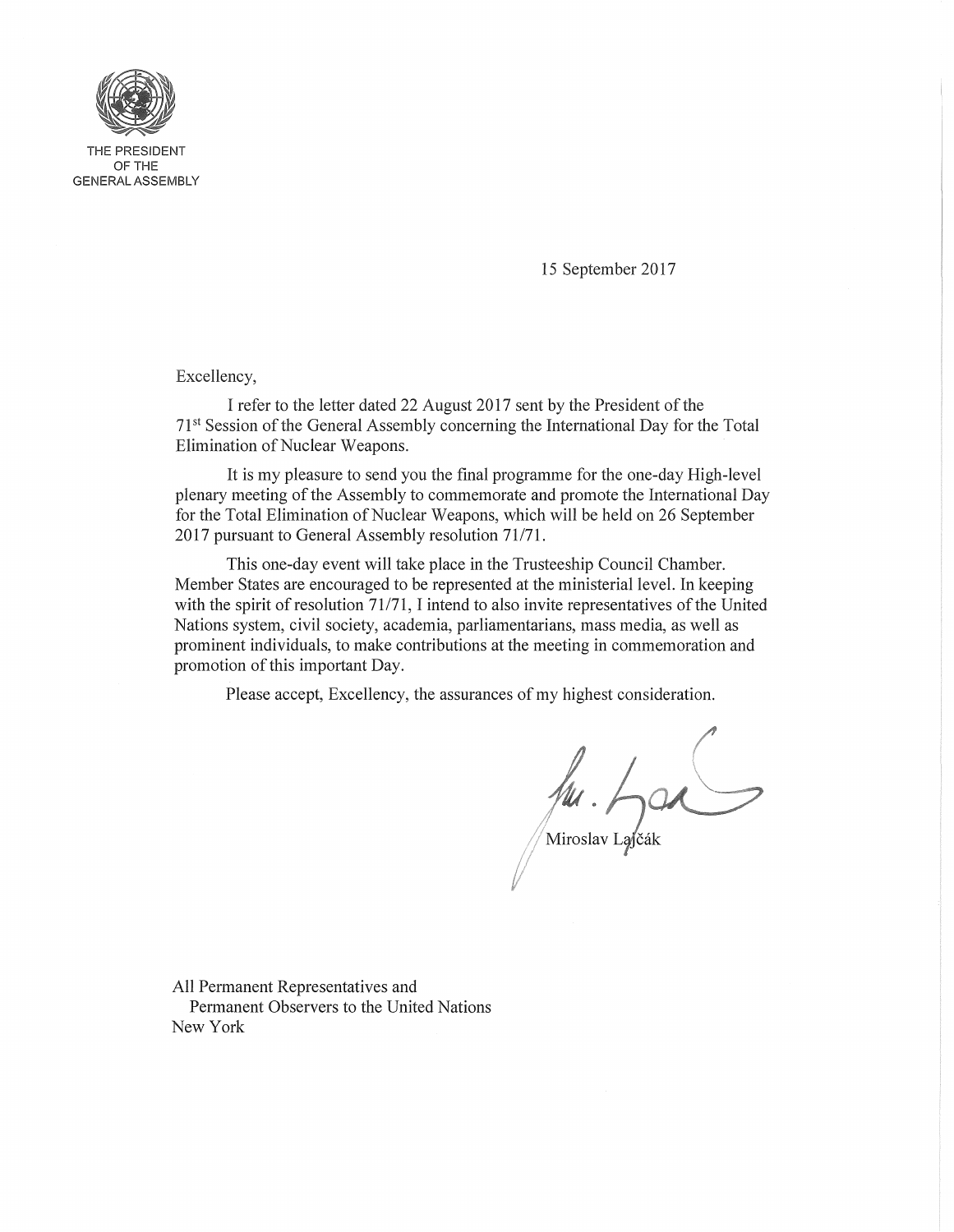THE PRESIDENT
OF THE
GENERAL ASSEMBLY

15 September 2017

Excellency,

I refer to the letter dated 22 August 2017 sent by the President of the 71st Session of the General Assembly concerning the International Day for the Total Elimination of Nuclear Weapons.

It is my pleasure to send you the final programme for the one-day High-level plenary meeting of the Assembly to commemorate and promote the International Day for the Total Elimination of Nuclear Weapons, which will be held on 26 September 2017 pursuant to General Assembly resolution 71/71.

This one-day event will take place in the Trusteeship Council Chamber. Member States are encouraged to be represented at the ministerial level. In keeping with the spirit of resolution 71/71, I intend to also invite representatives of the United Nations system, civil society, academia, parliamentarians, mass media, as well as prominent individuals, to make contributions at the meeting in commemoration and promotion of this important Day.

Please accept, Excellency, the assurances of my highest consideration.

Miroslav Lajčák

All Permanent Representatives and
Permanent Observers to the United Nations
New York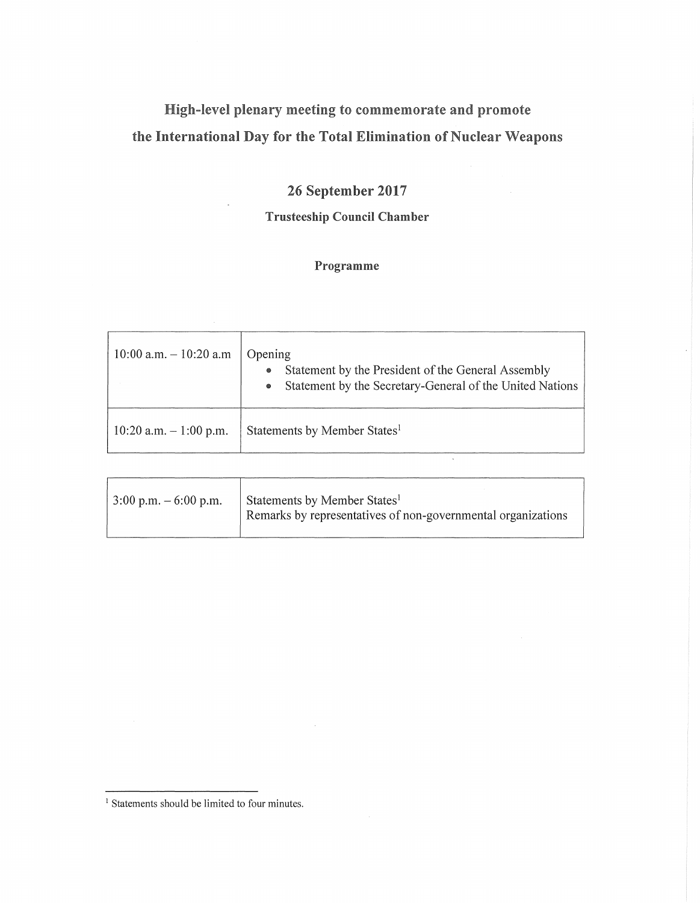# High-level plenary meeting to commemorate and promote the International Day for the Total Elimination of Nuclear Weapons

## 26 September 2017

### Trusteeship Council Chamber

#### Programme

| | |
|---|---|
| 10:00 a.m. – 10:20 a.m | Opening<br>• Statement by the President of the General Assembly<br>• Statement by the Secretary-General of the United Nations |
| 10:20 a.m. – 1:00 p.m. | Statements by Member States[1] |

| | |
|---|---|
| 3:00 p.m. – 6:00 p.m. | Statements by Member States[1]<br>Remarks by representatives of non-governmental organizations |

[1] Statements should be limited to four minutes.